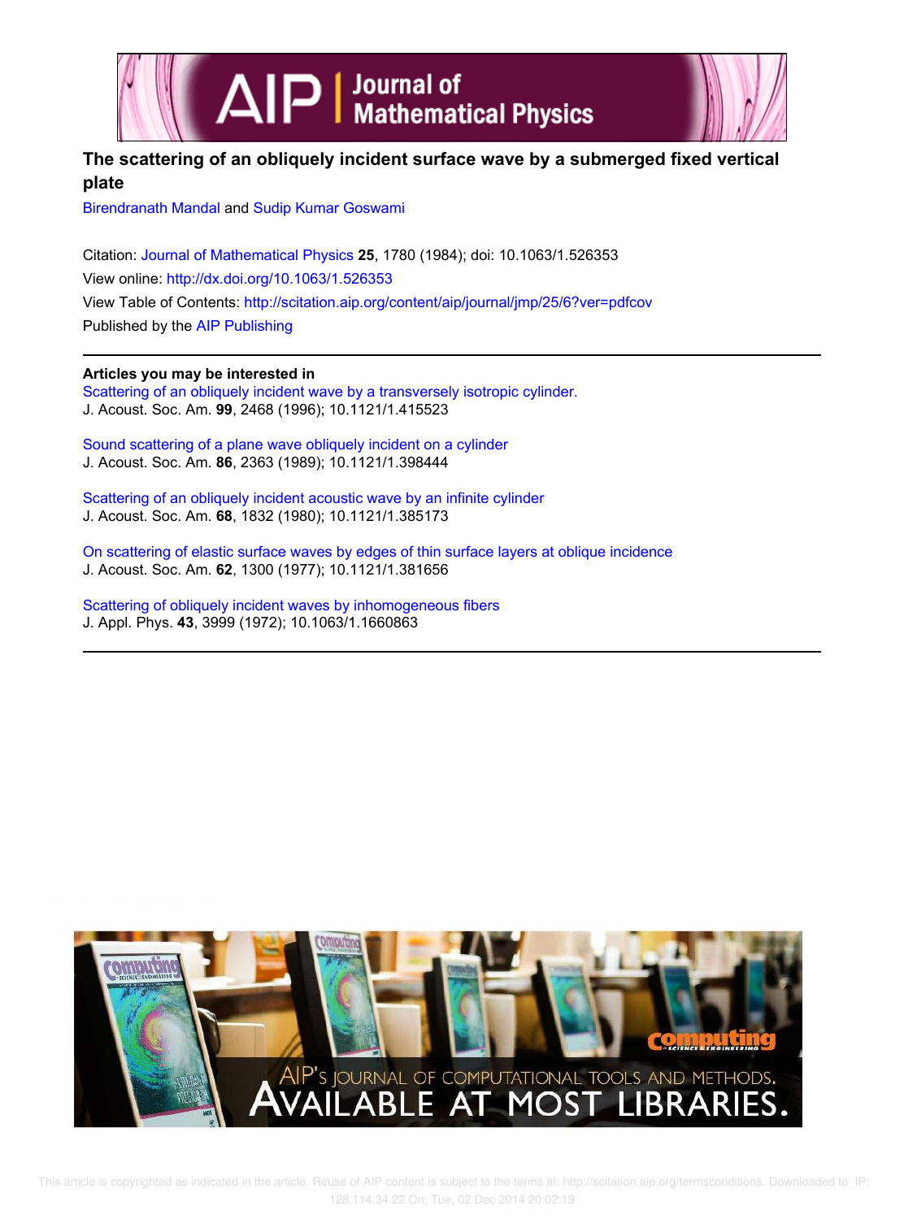# The scattering of an obliquely incident surface wave by a submerged fixed vertical plate

Birendranath Mandal and Sudip Kumar Goswami

Citation: Journal of Mathematical Physics **25**, 1780 (1984); doi: 10.1063/1.526353

View online: http://dx.doi.org/10.1063/1.526353

View Table of Contents: http://scitation.aip.org/content/aip/journal/jmp/25/6?ver=pdfcov

Published by the AIP Publishing

**Articles you may be interested in**

Scattering of an obliquely incident wave by a transversely isotropic cylinder.
J. Acoust. Soc. Am. **99**, 2468 (1996); 10.1121/1.415523

Sound scattering of a plane wave obliquely incident on a cylinder
J. Acoust. Soc. Am. **86**, 2363 (1989); 10.1121/1.398444

Scattering of an obliquely incident acoustic wave by an infinite cylinder
J. Acoust. Soc. Am. **68**, 1832 (1980); 10.1121/1.385173

On scattering of elastic surface waves by edges of thin surface layers at oblique incidence
J. Acoust. Soc. Am. **62**, 1300 (1977); 10.1121/1.381656

Scattering of obliquely incident waves by inhomogeneous fibers
J. Appl. Phys. **43**, 3999 (1972); 10.1063/1.1660863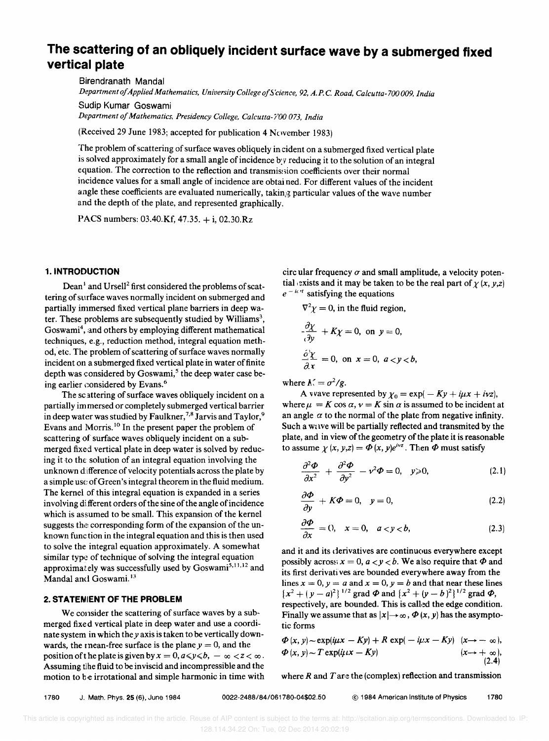# The scattering of an obliquely incident surface wave by a submerged fixed vertical plate

Birendranath Mandal

*Department of Applied Mathematics, University College of Science, 92, A.P.C. Road, Calcutta-700 009, India*

Sudip Kumar Goswami

*Department of Mathematics, Presidency College, Calcutta-700 073, India*

(Received 29 June 1983; accepted for publication 4 November 1983)

The problem of scattering of surface waves obliquely incident on a submerged fixed vertical plate is solved approximately for a small angle of incidence by reducing it to the solution of an integral equation. The correction to the reflection and transmission coefficients over their normal incidence values for a small angle of incidence are obtained. For different values of the incident angle these coefficients are evaluated numerically, taking particular values of the wave number and the depth of the plate, and represented graphically.

PACS numbers: 03.40.Kf, 47.35. + i, 02.30.Rz

## 1. INTRODUCTION

Dean[1] and Ursell[2] first considered the problems of scattering of surface waves normally incident on submerged and partially immersed fixed vertical plane barriers in deep water. These problems are subsequently studied by Williams[3], Goswami[4], and others by employing different mathematical techniques, e.g., reduction method, integral equation method, etc. The problem of scattering of surface waves normally incident on a submerged fixed vertical plate in water of finite depth was considered by Goswami,[5] the deep water case being earlier considered by Evans.[6]

The scattering of surface waves obliquely incident on a partially immersed or completely submerged vertical barrier in deep water was studied by Faulkner,[7,8] Jarvis and Taylor,[9] Evans and Morris.[10] In the present paper the problem of scattering of surface waves obliquely incident on a submerged fixed vertical plate in deep water is solved by reducing it to the solution of an integral equation involving the unknown difference of velocity potentials across the plate by a simple use of Green's integral theorem in the fluid medium. The kernel of this integral equation is expanded in a series involving different orders of the sine of the angle of incidence which is assumed to be small. This expansion of the kernel suggests the corresponding form of the expansion of the unknown function in the integral equation and this is then used to solve the integral equation approximately. A somewhat similar type of technique of solving the integral equation approximately was successfully used by Goswami[5,11,12] and Mandal and Goswami.[13]

## 2. STATEMENT OF THE PROBLEM

We consider the scattering of surface waves by a submerged fixed vertical plate in deep water and use a coordinate system in which the $y$ axis is taken to be vertically downwards, the mean-free surface is the plane $y = 0$, and the position of the plate is given by $x = 0, a \leqslant y \leqslant b, -\infty < z < \infty$. Assuming the fluid to be inviscid and incompressible and the motion to be irrotational and simple harmonic in time with circular frequency $\sigma$ and small amplitude, a velocity potential exists and it may be taken to be the real part of $\chi(x, y, z)\, e^{-i\sigma t}$ satisfying the equations

$$\nabla^2 \chi = 0, \text{ in the fluid region,}$$

$$\frac{\partial \chi}{\partial y} + K\chi = 0, \text{ on } y = 0,$$

$$\frac{\partial \chi}{\partial x} = 0, \text{ on } x = 0, \; a < y < b,$$

where $K = \sigma^2/g$.

A wave represented by $\chi_0 = \exp(-Ky + i\mu x + i\nu z)$, where $\mu = K\cos\alpha$, $\nu = K\sin\alpha$ is assumed to be incident at an angle $\alpha$ to the normal of the plate from negative infinity. Such a wave will be partially reflected and transmited by the plate, and in view of the geometry of the plate it is reasonable to assume $\chi(x, y, z) = \Phi(x, y)e^{i\nu z}$. Then $\Phi$ must satisfy

$$\frac{\partial^2 \Phi}{\partial x^2} + \frac{\partial^2 \Phi}{\partial y^2} - \nu^2 \Phi = 0, \quad y \geqslant 0, \tag{2.1}$$

$$\frac{\partial \Phi}{\partial y} + K\Phi = 0, \quad y = 0, \tag{2.2}$$

$$\frac{\partial \Phi}{\partial x} = 0, \quad x = 0, \quad a < y < b, \tag{2.3}$$

and it and its derivatives are continuous everywhere except possibly across $x = 0$, $a < y < b$. We also require that $\Phi$ and its first derivatives are bounded everywhere away from the lines $x = 0, y = a$ and $x = 0, y = b$ and that near these lines $\{x^2 + (y-a)^2\}^{1/2}$ grad $\Phi$ and $\{x^2 + (y-b)^2\}^{1/2}$ grad $\Phi$, respectively, are bounded. This is called the edge condition. Finally we assume that as $|x| \to \infty$, $\Phi(x, y)$ has the asymptotic forms

$$\begin{aligned} \Phi(x, y) &\sim \exp(i\mu x - Ky) + R\exp(-i\mu x - Ky) \quad (x \to -\infty), \\ \Phi(x, y) &\sim T\exp(i\mu x - Ky) \quad (x \to +\infty), \end{aligned} \tag{2.4}$$

where $R$ and $T$ are the (complex) reflection and transmission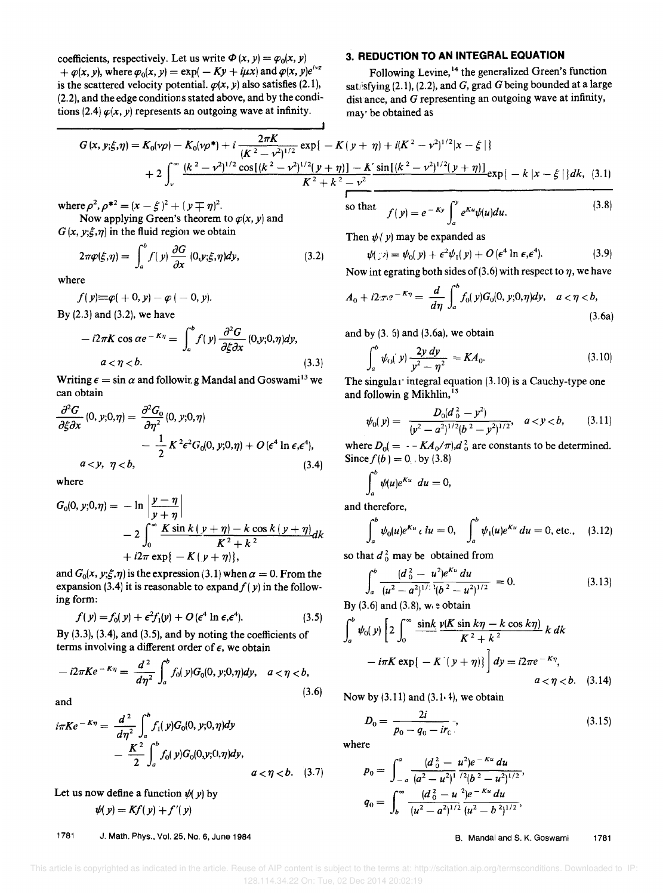coefficients, respectively. Let us write $\Phi(x, y) = \varphi_0(x, y) + \varphi(x, y)$, where $\varphi_0(x, y) = \exp(-Ky + i\mu x)$ and $\varphi(x, y)e^{i\nu z}$ is the scattered velocity potential. $\varphi(x, y)$ also satisfies (2.1), (2.2), and the edge conditions stated above, and by the conditions (2.4) $\varphi(x, y)$ represents an outgoing wave at infinity.

## 3. REDUCTION TO AN INTEGRAL EQUATION

Following Levine,[14] the generalized Green's function satisfying (2.1), (2.2), and $G$, grad $G$ being bounded at a large distance, and $G$ representing an outgoing wave at infinity, may be obtained as

$$G(x, y;\xi,\eta) = K_0(\nu\rho) - K_0(\nu\rho^*) + i\frac{2\pi K}{(K^2 - \nu^2)^{1/2}}\exp\{-K(y+\eta) + i(K^2-\nu^2)^{1/2}|x-\xi|\}$$
$$+ 2\int_\nu^\infty \frac{(k^2-\nu^2)^{1/2}\cos[(k^2-\nu^2)^{1/2}(y+\eta)] - K\sin[(k^2-\nu^2)^{1/2}(y+\eta)]}{K^2+k^2-\nu^2}\exp\{-k|x-\xi|\}dk, \quad (3.1)$$

where $\rho^2, \rho^{*2} = (x-\xi)^2 + (y \mp \eta)^2$.

Now applying Green's theorem to $\varphi(x, y)$ and $G(x, y;\xi,\eta)$ in the fluid region we obtain

$$2\pi\varphi(\xi,\eta) = \int_a^b f(y)\frac{\partial G}{\partial x}(0,y;\xi,\eta)dy, \quad (3.2)$$

where

$$f(y) \equiv \varphi(+0, y) - \varphi(-0, y).$$

By (2.3) and (3.2), we have

$$-i2\pi K\cos\alpha e^{-K\eta} = \int_a^b f(y)\frac{\partial^2 G}{\partial\xi\partial x}(0,y;0,\eta)dy,$$
$$a < \eta < b. \quad (3.3)$$

Writing $\epsilon = \sin\alpha$ and following Mandal and Goswami[13] we can obtain

$$\frac{\partial^2 G}{\partial\xi\partial x}(0, y;0,\eta) = \frac{\partial^2 G_0}{\partial\eta^2}(0, y;0,\eta) - \frac{1}{2}K^2\epsilon^2 G_0(0, y;0,\eta) + O(\epsilon^4\ln\epsilon,\epsilon^4),$$
$$a < y, \ \eta < b, \quad (3.4)$$

where

$$G_0(0, y;0,\eta) = -\ln\left|\frac{y-\eta}{y+\eta}\right| - 2\int_0^\infty \frac{K\sin k(y+\eta) - k\cos k(y+\eta)}{K^2+k^2}dk + i2\pi\exp\{-K(y+\eta)\},$$

and $G_0(x, y;\xi,\eta)$ is the expression (3.1) when $\alpha = 0$. From the expansion (3.4) it is reasonable to expand $f(y)$ in the following form:

$$f(y) = f_0(y) + \epsilon^2 f_1(y) + O(\epsilon^4\ln\epsilon,\epsilon^4). \quad (3.5)$$

By (3.3), (3.4), and (3.5), and by noting the coefficients of terms involving a different order of $\epsilon$, we obtain

$$-i2\pi K e^{-K\eta} = \frac{d^2}{d\eta^2}\int_a^b f_0(y)G_0(0, y;0,\eta)dy, \quad a < \eta < b, \quad (3.6)$$

and

$$i\pi K e^{-K\eta} = \frac{d^2}{d\eta^2}\int_a^b f_1(y)G_0(0, y;0,\eta)dy - \frac{K^2}{2}\int_a^b f_0(y)G_0(0,y;0,\eta)dy,$$
$$a < \eta < b. \quad (3.7)$$

Let us now define a function $\psi(y)$ by

$$\psi(y) = Kf(y) + f'(y)$$

so that

$$f(y) = e^{-Ky}\int_a^y e^{Ku}\psi(u)du. \quad (3.8)$$

Then $\psi(y)$ may be expanded as

$$\psi(y) = \psi_0(y) + \epsilon^2\psi_1(y) + O(\epsilon^4\ln\epsilon,\epsilon^4). \quad (3.9)$$

Now integrating both sides of (3.6) with respect to $\eta$, we have

$$A_0 + i2\pi e^{-K\eta} = \frac{d}{d\eta}\int_a^b f_0(y)G_0(0, y;0,\eta)dy, \quad a < \eta < b, \quad (3.6a)$$

and by (3.6) and (3.6a), we obtain

$$\int_a^b \psi_0(y)\frac{2y\,dy}{y^2-\eta^2} = KA_0. \quad (3.10)$$

The singular integral equation (3.10) is a Cauchy-type one and following Mikhlin,[15]

$$\psi_0(y) = \frac{D_0(d_0^2 - y^2)}{(y^2-a^2)^{1/2}(b^2-y^2)^{1/2}}, \quad a < y < b, \quad (3.11)$$

where $D_0(= -KA_0/\pi), d_0^2$ are constants to be determined. Since $f(b) = 0$, by (3.8)

$$\int_a^b \psi(u)e^{Ku}\,du = 0,$$

and therefore,

$$\int_a^b \psi_0(u)e^{Ku}\,du = 0, \quad \int_a^b \psi_1(u)e^{Ku}\,du = 0, \text{ etc.}, \quad (3.12)$$

so that $d_0^2$ may be obtained from

$$\int_a^b \frac{(d_0^2 - u^2)e^{Ku}\,du}{(u^2-a^2)^{1/2}(b^2-u^2)^{1/2}} = 0. \quad (3.13)$$

By (3.6) and (3.8), we obtain

$$\int_a^b \psi_0(y)\left[2\int_0^\infty \frac{\sin ky(K\sin k\eta - k\cos k\eta)}{K^2+k^2}k\,dk - i\pi K\exp\{-K(y+\eta)\}\right]dy = i2\pi e^{-K\eta},$$
$$a < \eta < b. \quad (3.14)$$

Now by (3.11) and (3.14), we obtain

$$D_0 = \frac{2i}{p_0 - q_0 - ir_0}, \quad (3.15)$$

where

$$p_0 = \int_{-a}^a \frac{(d_0^2 - u^2)e^{-Ku}\,du}{(a^2-u^2)^{1/2}(b^2-u^2)^{1/2}},$$

$$q_0 = \int_b^\infty \frac{(d_0^2 - u^2)e^{-Ku}\,du}{(u^2-a^2)^{1/2}(u^2-b^2)^{1/2}},$$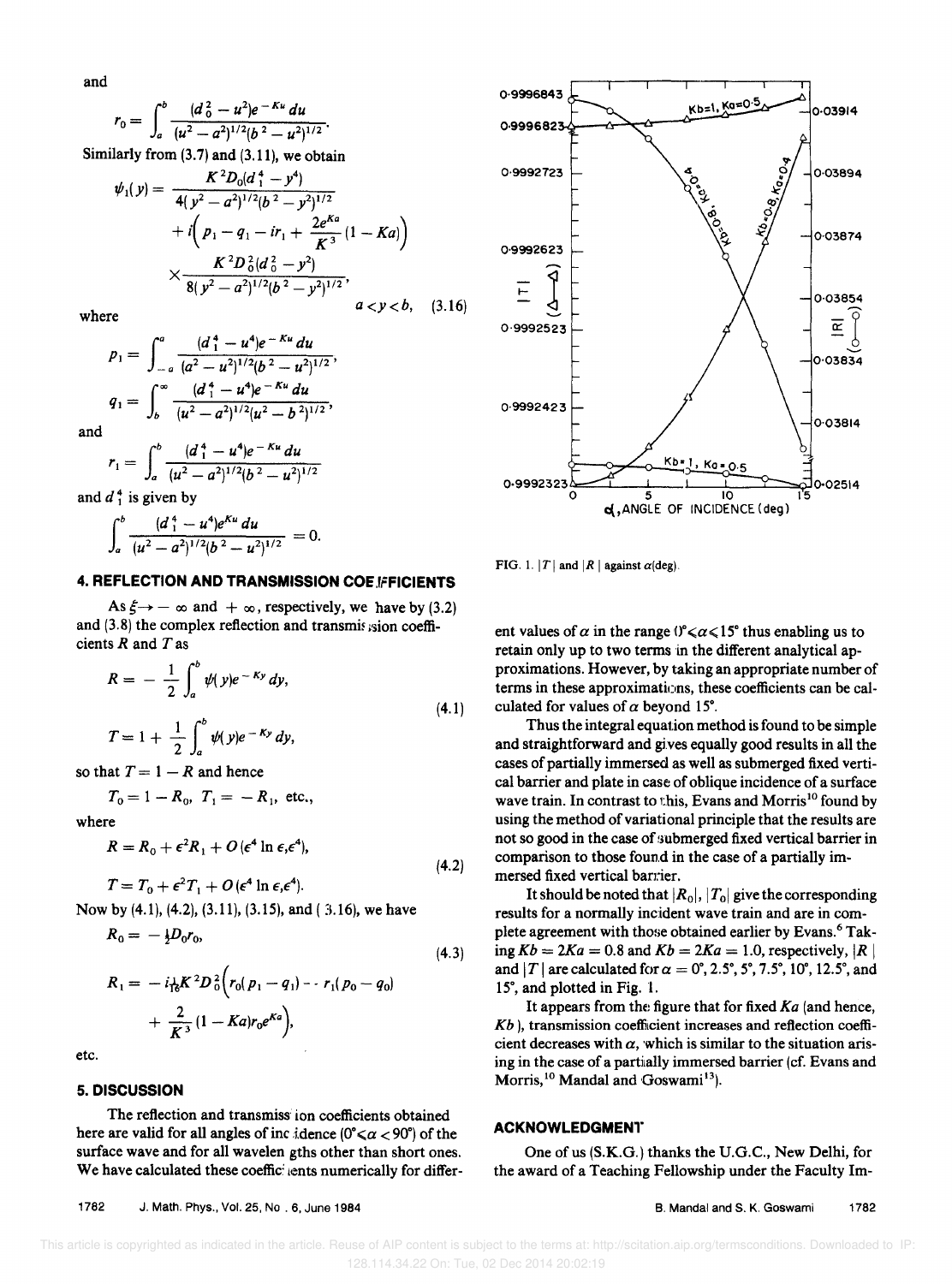and

$$r_0 = \int_a^b \frac{(d_0^2 - u^2)e^{-Ku}\,du}{(u^2-a^2)^{1/2}(b^2-u^2)^{1/2}}.$$

Similarly from (3.7) and (3.11), we obtain

$$\psi_1(y) = \frac{K^2 D_0 (d_1^4 - y^4)}{4(y^2-a^2)^{1/2}(b^2-y^2)^{1/2}} + i\Big(p_1 - q_1 - ir_1 + \frac{2e^{Ka}}{K^3}(1-Ka)\Big) \times \frac{K^2 D_0^2 (d_0^2 - y^2)}{8(y^2-a^2)^{1/2}(b^2-y^2)^{1/2}}, \quad a<y<b, \tag{3.16}$$

where

$$p_1 = \int_{-a}^{a} \frac{(d_1^4 - u^4)e^{-Ku}\,du}{(a^2-u^2)^{1/2}(b^2-u^2)^{1/2}},$$

$$q_1 = \int_b^{\infty} \frac{(d_1^4 - u^4)e^{-Ku}\,du}{(u^2-a^2)^{1/2}(u^2-b^2)^{1/2}},$$

and

$$r_1 = \int_a^b \frac{(d_1^4 - u^4)e^{-Ku}\,du}{(u^2-a^2)^{1/2}(b^2-u^2)^{1/2}}$$

and $d_1^4$ is given by

$$\int_a^b \frac{(d_1^4 - u^4)e^{Ku}\,du}{(u^2-a^2)^{1/2}(b^2-u^2)^{1/2}} = 0.$$

## 4. REFLECTION AND TRANSMISSION COEFFICIENTS

As $\xi \to -\infty$ and $+\infty$, respectively, we have by (3.2) and (3.8) the complex reflection and transmission coefficients $R$ and $T$ as

$$R = -\frac{1}{2}\int_a^b \psi(y) e^{-Ky}\,dy,$$
$$T = 1 + \frac{1}{2}\int_a^b \psi(y) e^{-Ky}\,dy, \tag{4.1}$$

so that $T = 1 - R$ and hence

$$T_0 = 1 - R_0,\ T_1 = -R_1, \text{ etc.},$$

where

$$R = R_0 + \epsilon^2 R_1 + O(\epsilon^4 \ln \epsilon, \epsilon^4),$$
$$T = T_0 + \epsilon^2 T_1 + O(\epsilon^4 \ln \epsilon, \epsilon^4). \tag{4.2}$$

Now by (4.1), (4.2), (3.11), (3.15), and (3.16), we have

$$R_0 = -\tfrac{1}{2} D_0 r_0,$$
$$R_1 = -i\tfrac{1}{16}K^2 D_0^2\Big(r_0(p_1 - q_1) - r_1(p_0 - q_0) + \frac{2}{K^3}(1-Ka) r_0 e^{Ka}\Big), \tag{4.3}$$

etc.

## 5. DISCUSSION

The reflection and transmission coefficients obtained here are valid for all angles of incidence ($0° \leqslant \alpha < 90°$) of the surface wave and for all wavelengths other than short ones. We have calculated these coefficients numerically for different values of $\alpha$ in the range $0° \leqslant \alpha \leqslant 15°$ thus enabling us to retain only up to two terms in the different analytical approximations. However, by taking an appropriate number of terms in these approximations, these coefficients can be calculated for values of $\alpha$ beyond 15°.

Thus the integral equation method is found to be simple and straightforward and gives equally good results in all the cases of partially immersed as well as submerged fixed vertical barrier and plate in case of oblique incidence of a surface wave train. In contrast to this, Evans and Morris[10] found by using the method of variational principle that the results are not so good in the case of submerged fixed vertical barrier in comparison to those found in the case of a partially immersed fixed vertical barrier.

It should be noted that $|R_0|$, $|T_0|$ give the corresponding results for a normally incident wave train and are in complete agreement with those obtained earlier by Evans.[6] Taking $Kb = 2Ka = 0.8$ and $Kb = 2Ka = 1.0$, respectively, $|R|$ and $|T|$ are calculated for $\alpha = 0°, 2.5°, 5°, 7.5°, 10°, 12.5°$, and 15°, and plotted in Fig. 1.

FIG. 1. $|T|$ and $|R|$ against $\alpha$(deg).

It appears from the figure that for fixed $Ka$ (and hence, $Kb$), transmission coefficient increases and reflection coefficient decreases with $\alpha$, which is similar to the situation arising in the case of a partially immersed barrier (cf. Evans and Morris,[10] Mandal and Goswami[13]).

## ACKNOWLEDGMENT

One of us (S.K.G.) thanks the U.G.C., New Delhi, for the award of a Teaching Fellowship under the Faculty Im-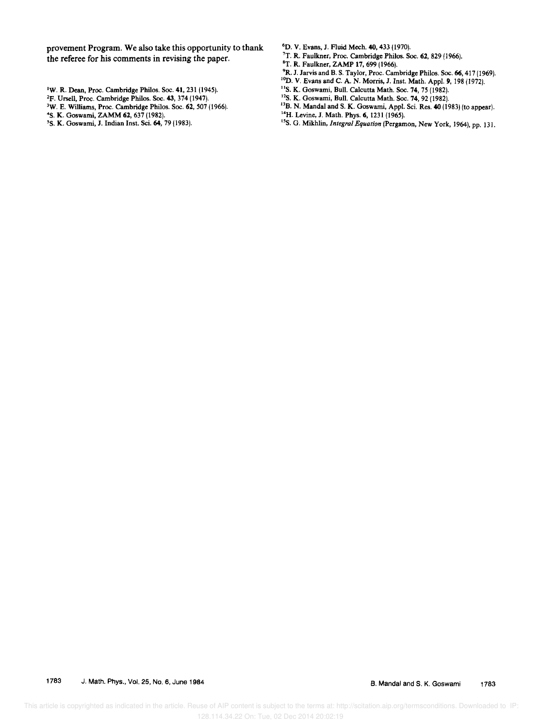provement Program. We also take this opportunity to thank the referee for his comments in revising the paper.

[1] W. R. Dean, Proc. Cambridge Philos. Soc. **41**, 231 (1945).
[2] F. Ursell, Proc. Cambridge Philos. Soc. **43**, 374 (1947).
[3] W. E. Williams, Proc. Cambridge Philos. Soc. **62**, 507 (1966).
[4] S. K. Goswami, ZAMM **62**, 637 (1982).
[5] S. K. Goswami, J. Indian Inst. Sci. **64**, 79 (1983).
[6] D. V. Evans, J. Fluid Mech. **40**, 433 (1970).
[7] T. R. Faulkner, Proc. Cambridge Philos. Soc. **62**, 829 (1966).
[8] T. R. Faulkner, ZAMP **17**, 699 (1966).
[9] R. J. Jarvis and B. S. Taylor, Proc. Cambridge Philos. Soc. **66**, 417 (1969).
[10] D. V. Evans and C. A. N. Morris, J. Inst. Math. Appl. **9**, 198 (1972).
[11] S. K. Goswami, Bull. Calcutta Math. Soc. **74**, 75 (1982).
[12] S. K. Goswami, Bull. Calcutta Math. Soc. **74**, 92 (1982).
[13] B. N. Mandal and S. K. Goswami, Appl. Sci. Res. **40** (1983) (to appear).
[14] H. Levine, J. Math. Phys. **6**, 1231 (1965).
[15] S. G. Mikhlin, *Integral Equation* (Pergamon, New York, 1964), pp. 131.